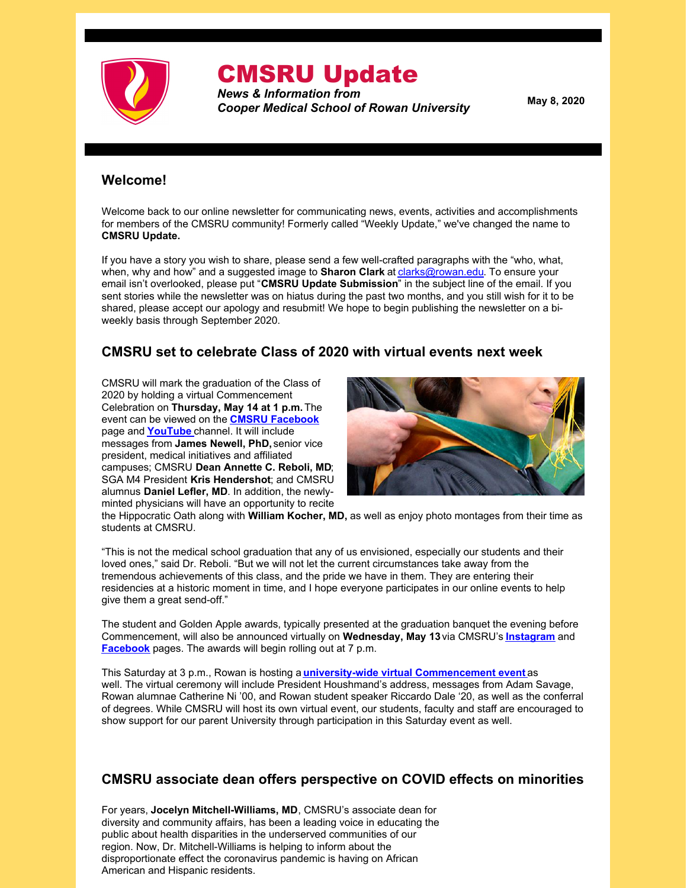# CMSRU Update

***News & Information from Cooper Medical School of Rowan University***

**May 8, 2020**

## Welcome!

Welcome back to our online newsletter for communicating news, events, activities and accomplishments for members of the CMSRU community! Formerly called "Weekly Update," we've changed the name to **CMSRU Update.**

If you have a story you wish to share, please send a few well-crafted paragraphs with the "who, what, when, why and how" and a suggested image to **Sharon Clark** at clarks@rowan.edu. To ensure your email isn't overlooked, please put "**CMSRU Update Submission**" in the subject line of the email. If you sent stories while the newsletter was on hiatus during the past two months, and you still wish for it to be shared, please accept our apology and resubmit! We hope to begin publishing the newsletter on a bi-weekly basis through September 2020.

## CMSRU set to celebrate Class of 2020 with virtual events next week

CMSRU will mark the graduation of the Class of 2020 by holding a virtual Commencement Celebration on **Thursday, May 14 at 1 p.m.** The event can be viewed on the **CMSRU Facebook** page and **YouTube** channel. It will include messages from **James Newell, PhD,** senior vice president, medical initiatives and affiliated campuses; CMSRU **Dean Annette C. Reboli, MD**; SGA M4 President **Kris Hendershot**; and CMSRU alumnus **Daniel Lefler, MD**. In addition, the newly-minted physicians will have an opportunity to recite the Hippocratic Oath along with **William Kocher, MD,** as well as enjoy photo montages from their time as students at CMSRU.

"This is not the medical school graduation that any of us envisioned, especially our students and their loved ones," said Dr. Reboli. "But we will not let the current circumstances take away from the tremendous achievements of this class, and the pride we have in them. They are entering their residencies at a historic moment in time, and I hope everyone participates in our online events to help give them a great send-off."

The student and Golden Apple awards, typically presented at the graduation banquet the evening before Commencement, will also be announced virtually on **Wednesday, May 13** via CMSRU's **Instagram** and **Facebook** pages. The awards will begin rolling out at 7 p.m.

This Saturday at 3 p.m., Rowan is hosting a **university-wide virtual Commencement event** as well. The virtual ceremony will include President Houshmand's address, messages from Adam Savage, Rowan alumnae Catherine Ni '00, and Rowan student speaker Riccardo Dale '20, as well as the conferral of degrees. While CMSRU will host its own virtual event, our students, faculty and staff are encouraged to show support for our parent University through participation in this Saturday event as well.

## CMSRU associate dean offers perspective on COVID effects on minorities

For years, **Jocelyn Mitchell-Williams, MD**, CMSRU's associate dean for diversity and community affairs, has been a leading voice in educating the public about health disparities in the underserved communities of our region. Now, Dr. Mitchell-Williams is helping to inform about the disproportionate effect the coronavirus pandemic is having on African American and Hispanic residents.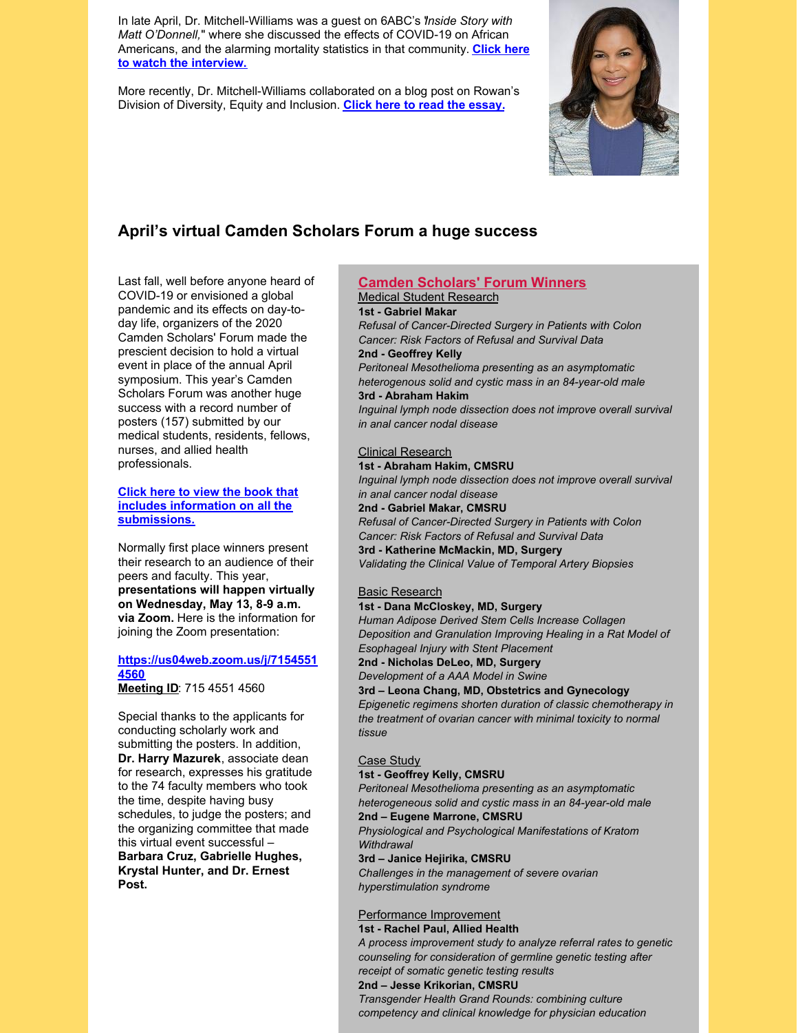In late April, Dr. Mitchell-Williams was a guest on 6ABC's "*Inside Story with Matt O'Donnell,*" where she discussed the effects of COVID-19 on African Americans, and the alarming mortality statistics in that community. **Click here to watch the interview.**

More recently, Dr. Mitchell-Williams collaborated on a blog post on Rowan's Division of Diversity, Equity and Inclusion. **Click here to read the essay.**

## April's virtual Camden Scholars Forum a huge success

Last fall, well before anyone heard of COVID-19 or envisioned a global pandemic and its effects on day-to-day life, organizers of the 2020 Camden Scholars' Forum made the prescient decision to hold a virtual event in place of the annual April symposium. This year's Camden Scholars Forum was another huge success with a record number of posters (157) submitted by our medical students, residents, fellows, nurses, and allied health professionals.

**Click here to view the book that includes information on all the submissions.**

Normally first place winners present their research to an audience of their peers and faculty. This year, **presentations will happen virtually on Wednesday, May 13, 8-9 a.m. via Zoom.** Here is the information for joining the Zoom presentation:

**https://us04web.zoom.us/j/71545514560**
**Meeting ID**: 715 4551 4560

Special thanks to the applicants for conducting scholarly work and submitting the posters. In addition, **Dr. Harry Mazurek**, associate dean for research, expresses his gratitude to the 74 faculty members who took the time, despite having busy schedules, to judge the posters; and the organizing committee that made this virtual event successful – **Barbara Cruz, Gabrielle Hughes, Krystal Hunter, and Dr. Ernest Post.**

### Camden Scholars' Forum Winners

Medical Student Research

**1st - Gabriel Makar**
*Refusal of Cancer-Directed Surgery in Patients with Colon Cancer: Risk Factors of Refusal and Survival Data*
**2nd - Geoffrey Kelly**
*Peritoneal Mesothelioma presenting as an asymptomatic heterogenous solid and cystic mass in an 84-year-old male*
**3rd - Abraham Hakim**
*Inguinal lymph node dissection does not improve overall survival in anal cancer nodal disease*

Clinical Research

**1st - Abraham Hakim, CMSRU**
*Inguinal lymph node dissection does not improve overall survival in anal cancer nodal disease*
**2nd - Gabriel Makar, CMSRU**
*Refusal of Cancer-Directed Surgery in Patients with Colon Cancer: Risk Factors of Refusal and Survival Data*
**3rd - Katherine McMackin, MD, Surgery**
*Validating the Clinical Value of Temporal Artery Biopsies*

Basic Research

**1st - Dana McCloskey, MD, Surgery**
*Human Adipose Derived Stem Cells Increase Collagen Deposition and Granulation Improving Healing in a Rat Model of Esophageal Injury with Stent Placement*
**2nd - Nicholas DeLeo, MD, Surgery**
*Development of a AAA Model in Swine*
**3rd – Leona Chang, MD, Obstetrics and Gynecology**
*Epigenetic regimens shorten duration of classic chemotherapy in the treatment of ovarian cancer with minimal toxicity to normal tissue*

Case Study

**1st - Geoffrey Kelly, CMSRU**
*Peritoneal Mesothelioma presenting as an asymptomatic heterogeneous solid and cystic mass in an 84-year-old male*
**2nd – Eugene Marrone, CMSRU**
*Physiological and Psychological Manifestations of Kratom Withdrawal*
**3rd – Janice Hejirika, CMSRU**
*Challenges in the management of severe ovarian hyperstimulation syndrome*

Performance Improvement

**1st - Rachel Paul, Allied Health**
*A process improvement study to analyze referral rates to genetic counseling for consideration of germline genetic testing after receipt of somatic genetic testing results*
**2nd – Jesse Krikorian, CMSRU**
*Transgender Health Grand Rounds: combining culture competency and clinical knowledge for physician education*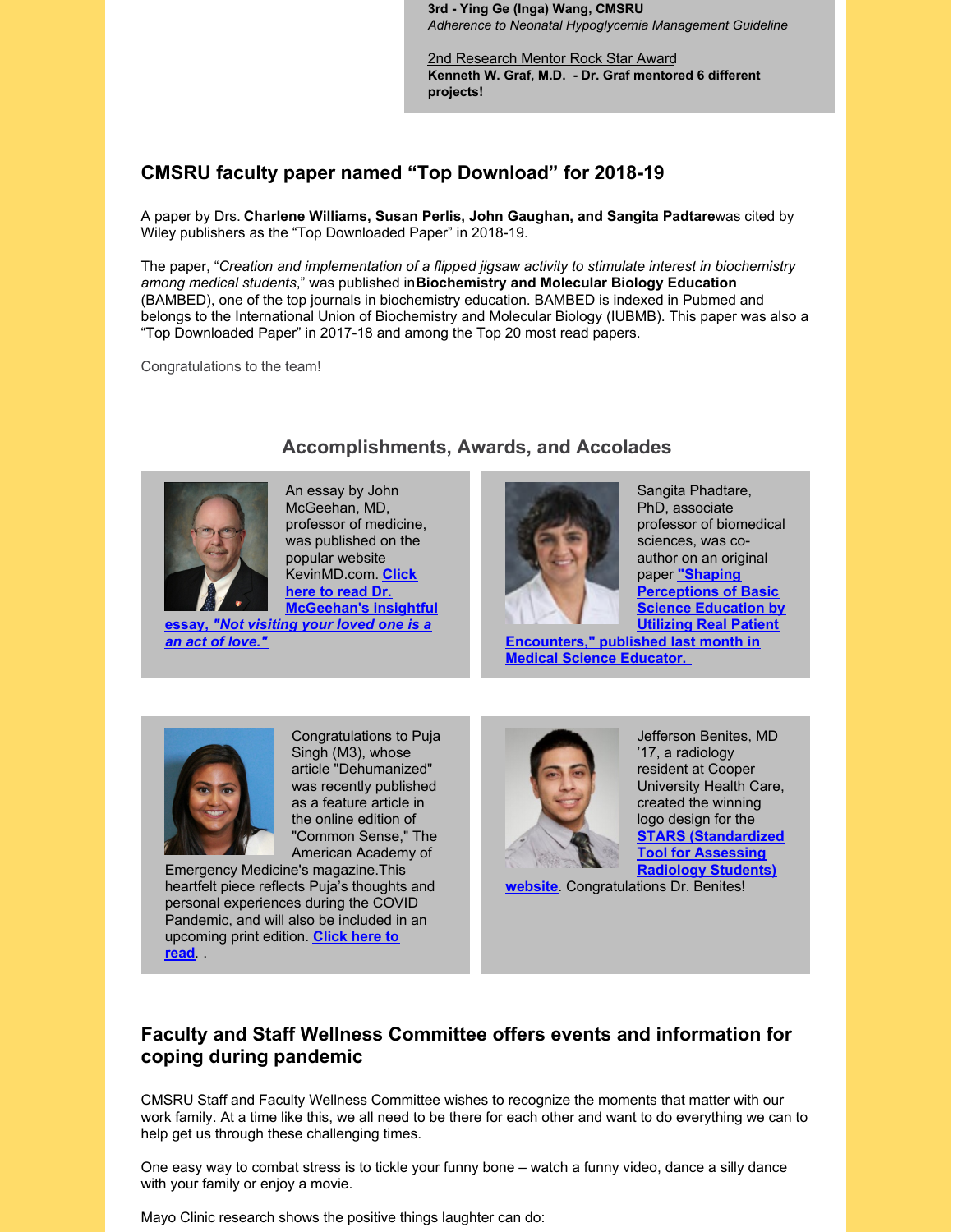**3rd - Ying Ge (Inga) Wang, CMSRU**
*Adherence to Neonatal Hypoglycemia Management Guideline*

2nd Research Mentor Rock Star Award
**Kenneth W. Graf, M.D. - Dr. Graf mentored 6 different projects!**

## CMSRU faculty paper named "Top Download" for 2018-19

A paper by Drs. **Charlene Williams, Susan Perlis, John Gaughan, and Sangita Padtare**was cited by Wiley publishers as the "Top Downloaded Paper" in 2018-19.

The paper, "*Creation and implementation of a flipped jigsaw activity to stimulate interest in biochemistry among medical students*," was published in**Biochemistry and Molecular Biology Education** (BAMBED), one of the top journals in biochemistry education. BAMBED is indexed in Pubmed and belongs to the International Union of Biochemistry and Molecular Biology (IUBMB). This paper was also a "Top Downloaded Paper" in 2017-18 and among the Top 20 most read papers.

Congratulations to the team!

## Accomplishments, Awards, and Accolades

An essay by John McGeehan, MD, professor of medicine, was published on the popular website KevinMD.com. **Click here to read Dr. McGeehan's insightful essay, *"Not visiting your loved one is a an act of love."***

Sangita Phadtare, PhD, associate professor of biomedical sciences, was co-author on an original paper **"Shaping Perceptions of Basic Science Education by Utilizing Real Patient Encounters," published last month in Medical Science Educator.**

Congratulations to Puja Singh (M3), whose article "Dehumanized" was recently published as a feature article in the online edition of "Common Sense," The American Academy of Emergency Medicine's magazine.This heartfelt piece reflects Puja's thoughts and personal experiences during the COVID Pandemic, and will also be included in an upcoming print edition. **Click here to read**. .

Jefferson Benites, MD '17, a radiology resident at Cooper University Health Care, created the winning logo design for the **STARS (Standardized Tool for Assessing Radiology Students) website**. Congratulations Dr. Benites!

## Faculty and Staff Wellness Committee offers events and information for coping during pandemic

CMSRU Staff and Faculty Wellness Committee wishes to recognize the moments that matter with our work family. At a time like this, we all need to be there for each other and want to do everything we can to help get us through these challenging times.

One easy way to combat stress is to tickle your funny bone – watch a funny video, dance a silly dance with your family or enjoy a movie.

Mayo Clinic research shows the positive things laughter can do: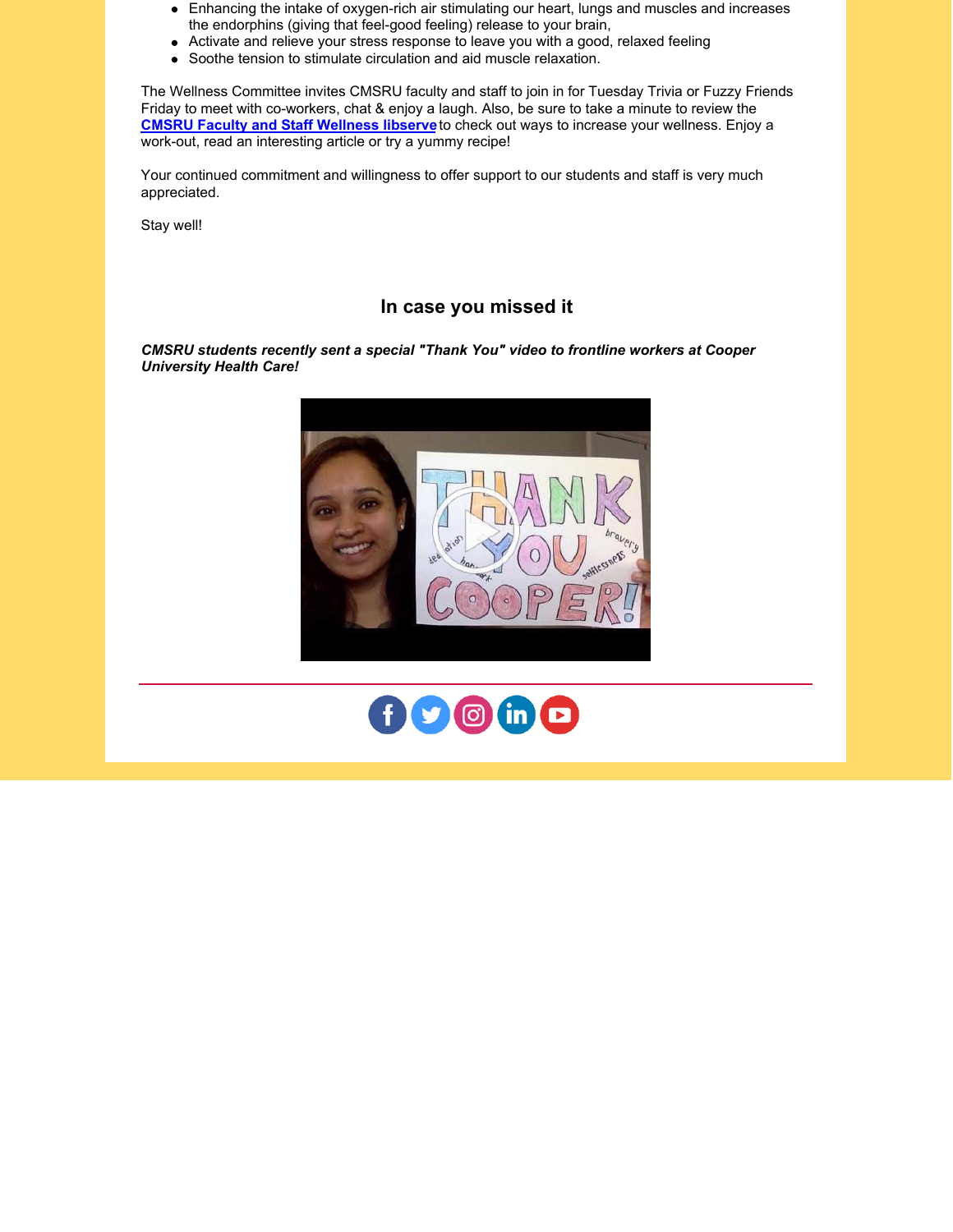- Enhancing the intake of oxygen-rich air stimulating our heart, lungs and muscles and increases the endorphins (giving that feel-good feeling) release to your brain,
- Activate and relieve your stress response to leave you with a good, relaxed feeling
- Soothe tension to stimulate circulation and aid muscle relaxation.

The Wellness Committee invites CMSRU faculty and staff to join in for Tuesday Trivia or Fuzzy Friends Friday to meet with co-workers, chat & enjoy a laugh. Also, be sure to take a minute to review the **CMSRU Faculty and Staff Wellness libserve** to check out ways to increase your wellness. Enjoy a work-out, read an interesting article or try a yummy recipe!

Your continued commitment and willingness to offer support to our students and staff is very much appreciated.

Stay well!

## In case you missed it

***CMSRU students recently sent a special "Thank You" video to frontline workers at Cooper University Health Care!***